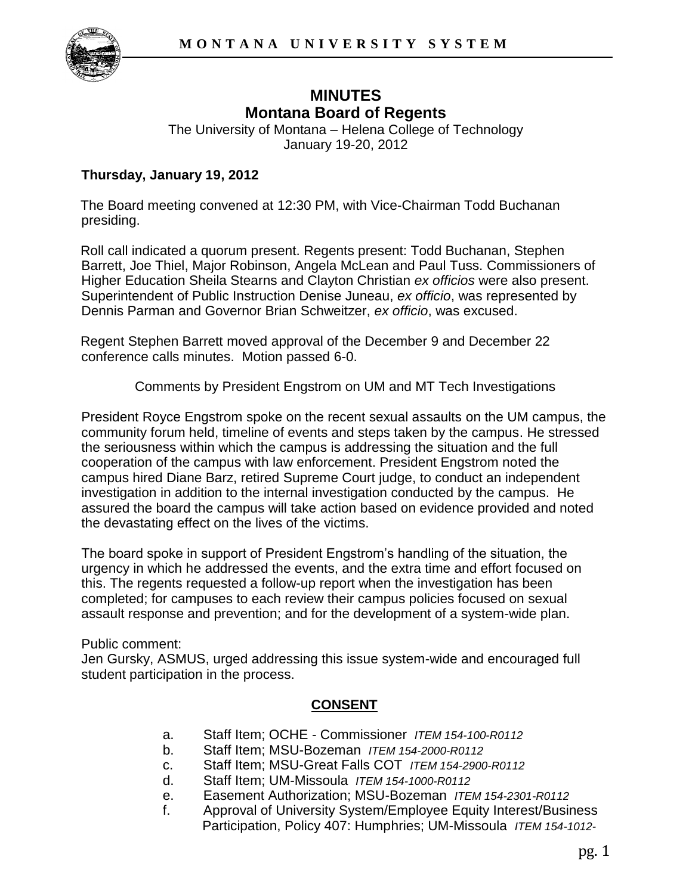# MINUTES
## Montana Board of Regents

The University of Montana – Helena College of Technology
January 19-20, 2012

**Thursday, January 19, 2012**

The Board meeting convened at 12:30 PM, with Vice-Chairman Todd Buchanan presiding.

Roll call indicated a quorum present. Regents present: Todd Buchanan, Stephen Barrett, Joe Thiel, Major Robinson, Angela McLean and Paul Tuss. Commissioners of Higher Education Sheila Stearns and Clayton Christian *ex officios* were also present. Superintendent of Public Instruction Denise Juneau, *ex officio*, was represented by Dennis Parman and Governor Brian Schweitzer, *ex officio*, was excused.

Regent Stephen Barrett moved approval of the December 9 and December 22 conference calls minutes. Motion passed 6-0.

Comments by President Engstrom on UM and MT Tech Investigations

President Royce Engstrom spoke on the recent sexual assaults on the UM campus, the community forum held, timeline of events and steps taken by the campus. He stressed the seriousness within which the campus is addressing the situation and the full cooperation of the campus with law enforcement. President Engstrom noted the campus hired Diane Barz, retired Supreme Court judge, to conduct an independent investigation in addition to the internal investigation conducted by the campus. He assured the board the campus will take action based on evidence provided and noted the devastating effect on the lives of the victims.

The board spoke in support of President Engstrom's handling of the situation, the urgency in which he addressed the events, and the extra time and effort focused on this. The regents requested a follow-up report when the investigation has been completed; for campuses to each review their campus policies focused on sexual assault response and prevention; and for the development of a system-wide plan.

Public comment:
Jen Gursky, ASMUS, urged addressing this issue system-wide and encouraged full student participation in the process.

**CONSENT**

a. Staff Item; OCHE - Commissioner *ITEM 154-100-R0112*
b. Staff Item; MSU-Bozeman *ITEM 154-2000-R0112*
c. Staff Item; MSU-Great Falls COT *ITEM 154-2900-R0112*
d. Staff Item; UM-Missoula *ITEM 154-1000-R0112*
e. Easement Authorization; MSU-Bozeman *ITEM 154-2301-R0112*
f. Approval of University System/Employee Equity Interest/Business Participation, Policy 407: Humphries; UM-Missoula *ITEM 154-1012-*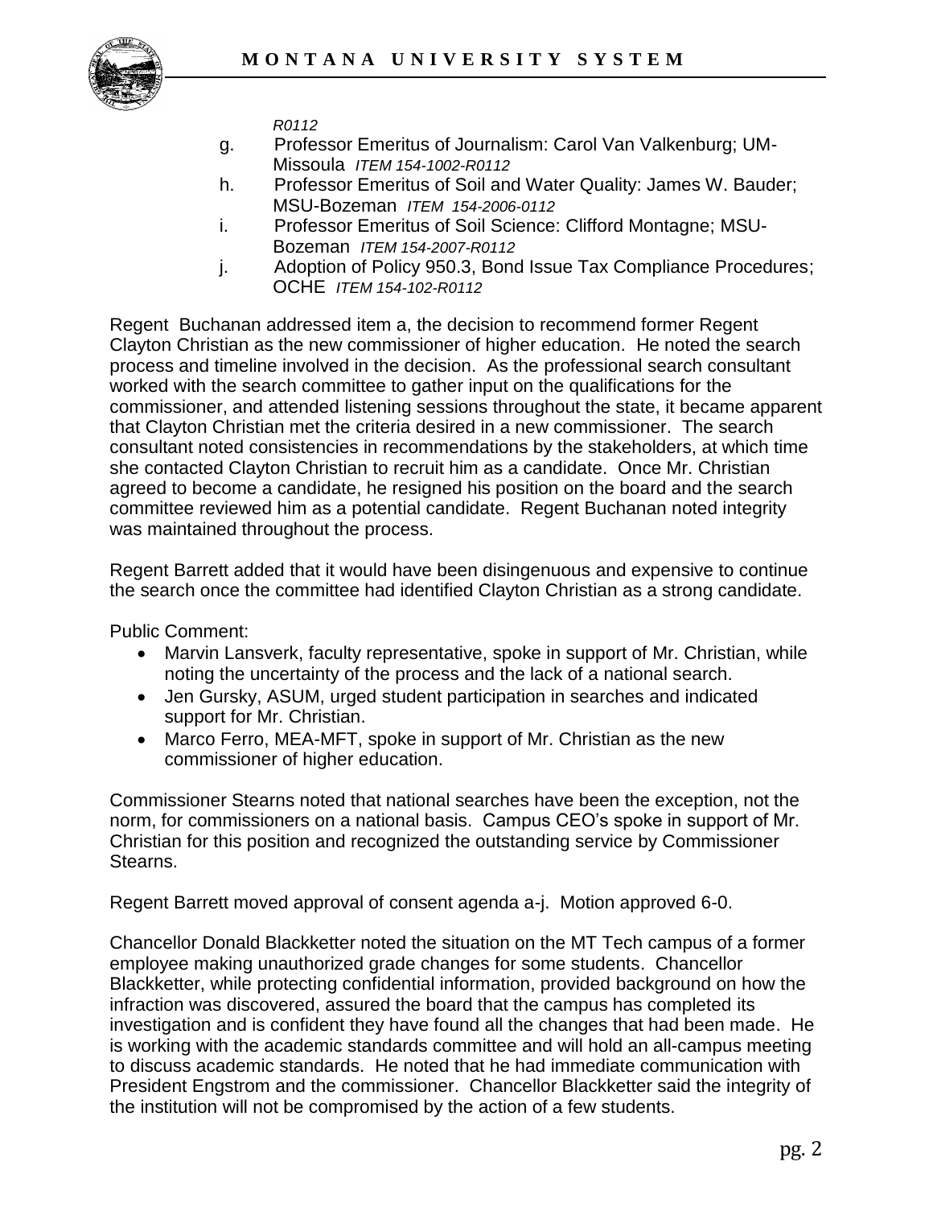*R0112*

g. Professor Emeritus of Journalism: Carol Van Valkenburg; UM-Missoula *ITEM 154-1002-R0112*
h. Professor Emeritus of Soil and Water Quality: James W. Bauder; MSU-Bozeman *ITEM 154-2006-0112*
i. Professor Emeritus of Soil Science: Clifford Montagne; MSU-Bozeman *ITEM 154-2007-R0112*
j. Adoption of Policy 950.3, Bond Issue Tax Compliance Procedures; OCHE *ITEM 154-102-R0112*

Regent Buchanan addressed item a, the decision to recommend former Regent Clayton Christian as the new commissioner of higher education. He noted the search process and timeline involved in the decision. As the professional search consultant worked with the search committee to gather input on the qualifications for the commissioner, and attended listening sessions throughout the state, it became apparent that Clayton Christian met the criteria desired in a new commissioner. The search consultant noted consistencies in recommendations by the stakeholders, at which time she contacted Clayton Christian to recruit him as a candidate. Once Mr. Christian agreed to become a candidate, he resigned his position on the board and the search committee reviewed him as a potential candidate. Regent Buchanan noted integrity was maintained throughout the process.

Regent Barrett added that it would have been disingenuous and expensive to continue the search once the committee had identified Clayton Christian as a strong candidate.

Public Comment:

- Marvin Lansverk, faculty representative, spoke in support of Mr. Christian, while noting the uncertainty of the process and the lack of a national search.
- Jen Gursky, ASUM, urged student participation in searches and indicated support for Mr. Christian.
- Marco Ferro, MEA-MFT, spoke in support of Mr. Christian as the new commissioner of higher education.

Commissioner Stearns noted that national searches have been the exception, not the norm, for commissioners on a national basis. Campus CEO's spoke in support of Mr. Christian for this position and recognized the outstanding service by Commissioner Stearns.

Regent Barrett moved approval of consent agenda a-j. Motion approved 6-0.

Chancellor Donald Blackketter noted the situation on the MT Tech campus of a former employee making unauthorized grade changes for some students. Chancellor Blackketter, while protecting confidential information, provided background on how the infraction was discovered, assured the board that the campus has completed its investigation and is confident they have found all the changes that had been made. He is working with the academic standards committee and will hold an all-campus meeting to discuss academic standards. He noted that he had immediate communication with President Engstrom and the commissioner. Chancellor Blackketter said the integrity of the institution will not be compromised by the action of a few students.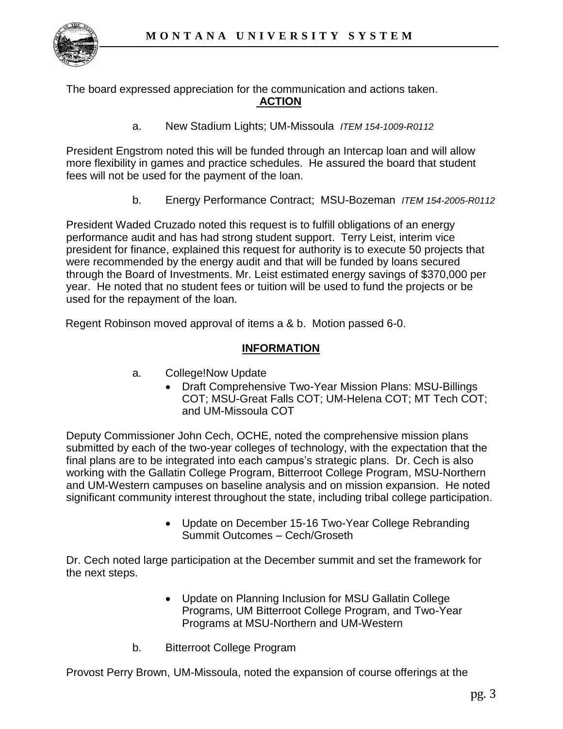The board expressed appreciation for the communication and actions taken.

**ACTION**

a. New Stadium Lights; UM-Missoula *ITEM 154-1009-R0112*

President Engstrom noted this will be funded through an Intercap loan and will allow more flexibility in games and practice schedules. He assured the board that student fees will not be used for the payment of the loan.

b. Energy Performance Contract; MSU-Bozeman *ITEM 154-2005-R0112*

President Waded Cruzado noted this request is to fulfill obligations of an energy performance audit and has had strong student support. Terry Leist, interim vice president for finance, explained this request for authority is to execute 50 projects that were recommended by the energy audit and that will be funded by loans secured through the Board of Investments. Mr. Leist estimated energy savings of $370,000 per year. He noted that no student fees or tuition will be used to fund the projects or be used for the repayment of the loan.

Regent Robinson moved approval of items a & b. Motion passed 6-0.

**INFORMATION**

a. College!Now Update
- Draft Comprehensive Two-Year Mission Plans: MSU-Billings COT; MSU-Great Falls COT; UM-Helena COT; MT Tech COT; and UM-Missoula COT

Deputy Commissioner John Cech, OCHE, noted the comprehensive mission plans submitted by each of the two-year colleges of technology, with the expectation that the final plans are to be integrated into each campus's strategic plans. Dr. Cech is also working with the Gallatin College Program, Bitterroot College Program, MSU-Northern and UM-Western campuses on baseline analysis and on mission expansion. He noted significant community interest throughout the state, including tribal college participation.

- Update on December 15-16 Two-Year College Rebranding Summit Outcomes – Cech/Groseth

Dr. Cech noted large participation at the December summit and set the framework for the next steps.

- Update on Planning Inclusion for MSU Gallatin College Programs, UM Bitterroot College Program, and Two-Year Programs at MSU-Northern and UM-Western

b. Bitterroot College Program

Provost Perry Brown, UM-Missoula, noted the expansion of course offerings at the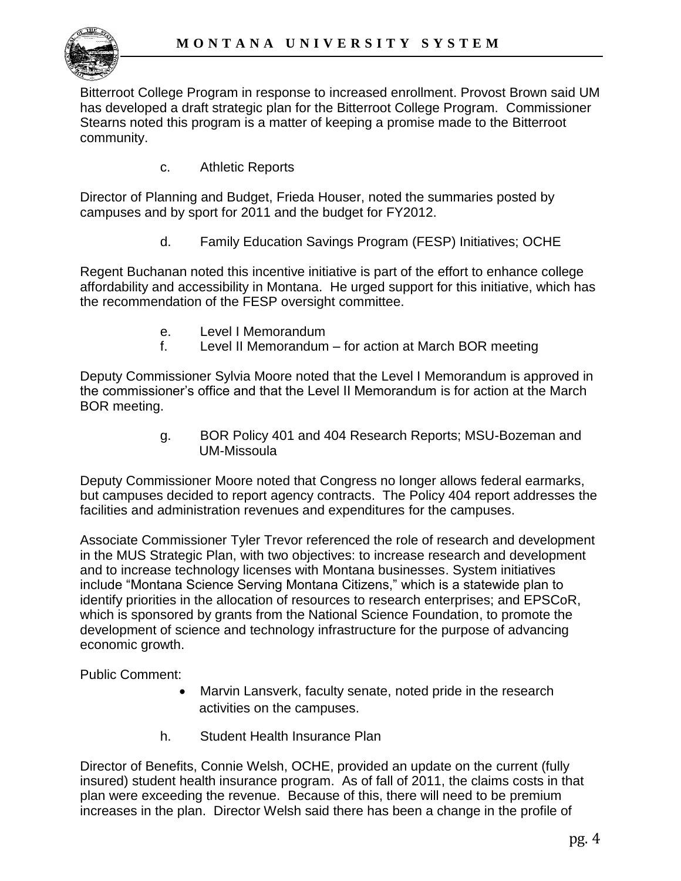Bitterroot College Program in response to increased enrollment. Provost Brown said UM has developed a draft strategic plan for the Bitterroot College Program. Commissioner Stearns noted this program is a matter of keeping a promise made to the Bitterroot community.

c. Athletic Reports

Director of Planning and Budget, Frieda Houser, noted the summaries posted by campuses and by sport for 2011 and the budget for FY2012.

d. Family Education Savings Program (FESP) Initiatives; OCHE

Regent Buchanan noted this incentive initiative is part of the effort to enhance college affordability and accessibility in Montana. He urged support for this initiative, which has the recommendation of the FESP oversight committee.

e. Level I Memorandum
f. Level II Memorandum – for action at March BOR meeting

Deputy Commissioner Sylvia Moore noted that the Level I Memorandum is approved in the commissioner's office and that the Level II Memorandum is for action at the March BOR meeting.

g. BOR Policy 401 and 404 Research Reports; MSU-Bozeman and UM-Missoula

Deputy Commissioner Moore noted that Congress no longer allows federal earmarks, but campuses decided to report agency contracts. The Policy 404 report addresses the facilities and administration revenues and expenditures for the campuses.

Associate Commissioner Tyler Trevor referenced the role of research and development in the MUS Strategic Plan, with two objectives: to increase research and development and to increase technology licenses with Montana businesses. System initiatives include "Montana Science Serving Montana Citizens," which is a statewide plan to identify priorities in the allocation of resources to research enterprises; and EPSCoR, which is sponsored by grants from the National Science Foundation, to promote the development of science and technology infrastructure for the purpose of advancing economic growth.

Public Comment:

- Marvin Lansverk, faculty senate, noted pride in the research activities on the campuses.

h. Student Health Insurance Plan

Director of Benefits, Connie Welsh, OCHE, provided an update on the current (fully insured) student health insurance program. As of fall of 2011, the claims costs in that plan were exceeding the revenue. Because of this, there will need to be premium increases in the plan. Director Welsh said there has been a change in the profile of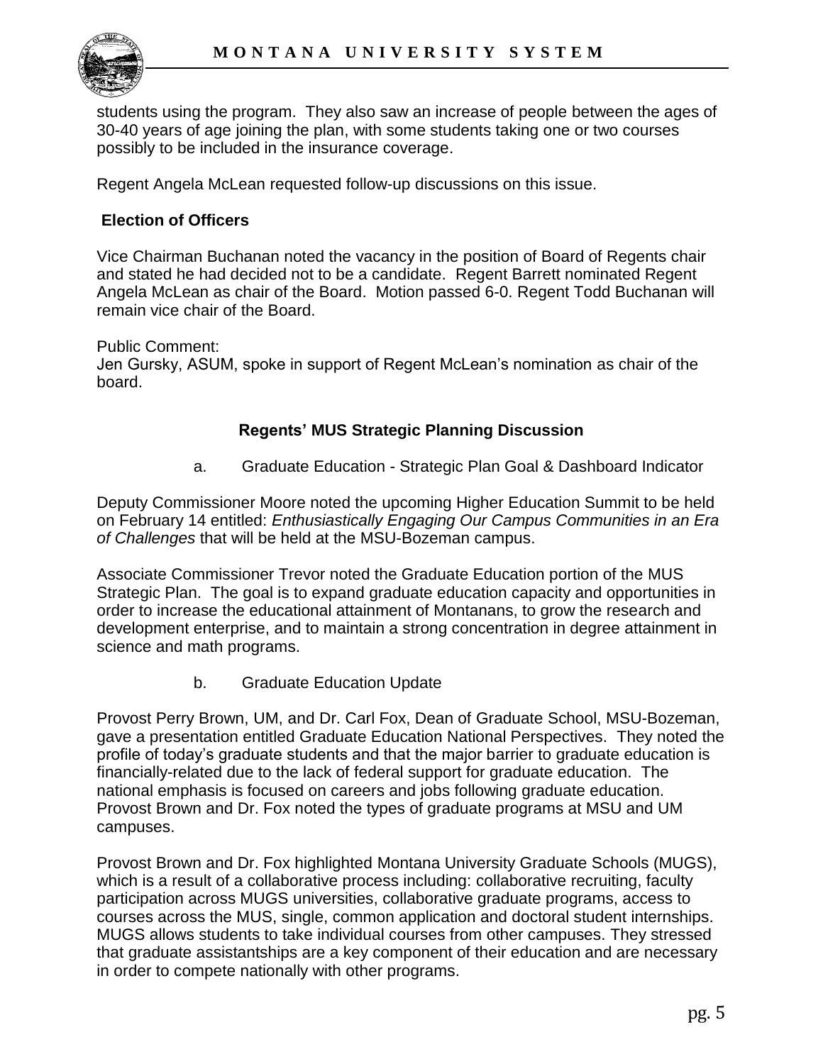students using the program. They also saw an increase of people between the ages of 30-40 years of age joining the plan, with some students taking one or two courses possibly to be included in the insurance coverage.

Regent Angela McLean requested follow-up discussions on this issue.

**Election of Officers**

Vice Chairman Buchanan noted the vacancy in the position of Board of Regents chair and stated he had decided not to be a candidate. Regent Barrett nominated Regent Angela McLean as chair of the Board. Motion passed 6-0. Regent Todd Buchanan will remain vice chair of the Board.

Public Comment:
Jen Gursky, ASUM, spoke in support of Regent McLean's nomination as chair of the board.

**Regents' MUS Strategic Planning Discussion**

a. Graduate Education - Strategic Plan Goal & Dashboard Indicator

Deputy Commissioner Moore noted the upcoming Higher Education Summit to be held on February 14 entitled: *Enthusiastically Engaging Our Campus Communities in an Era of Challenges* that will be held at the MSU-Bozeman campus.

Associate Commissioner Trevor noted the Graduate Education portion of the MUS Strategic Plan. The goal is to expand graduate education capacity and opportunities in order to increase the educational attainment of Montanans, to grow the research and development enterprise, and to maintain a strong concentration in degree attainment in science and math programs.

b. Graduate Education Update

Provost Perry Brown, UM, and Dr. Carl Fox, Dean of Graduate School, MSU-Bozeman, gave a presentation entitled Graduate Education National Perspectives. They noted the profile of today's graduate students and that the major barrier to graduate education is financially-related due to the lack of federal support for graduate education. The national emphasis is focused on careers and jobs following graduate education. Provost Brown and Dr. Fox noted the types of graduate programs at MSU and UM campuses.

Provost Brown and Dr. Fox highlighted Montana University Graduate Schools (MUGS), which is a result of a collaborative process including: collaborative recruiting, faculty participation across MUGS universities, collaborative graduate programs, access to courses across the MUS, single, common application and doctoral student internships. MUGS allows students to take individual courses from other campuses. They stressed that graduate assistantships are a key component of their education and are necessary in order to compete nationally with other programs.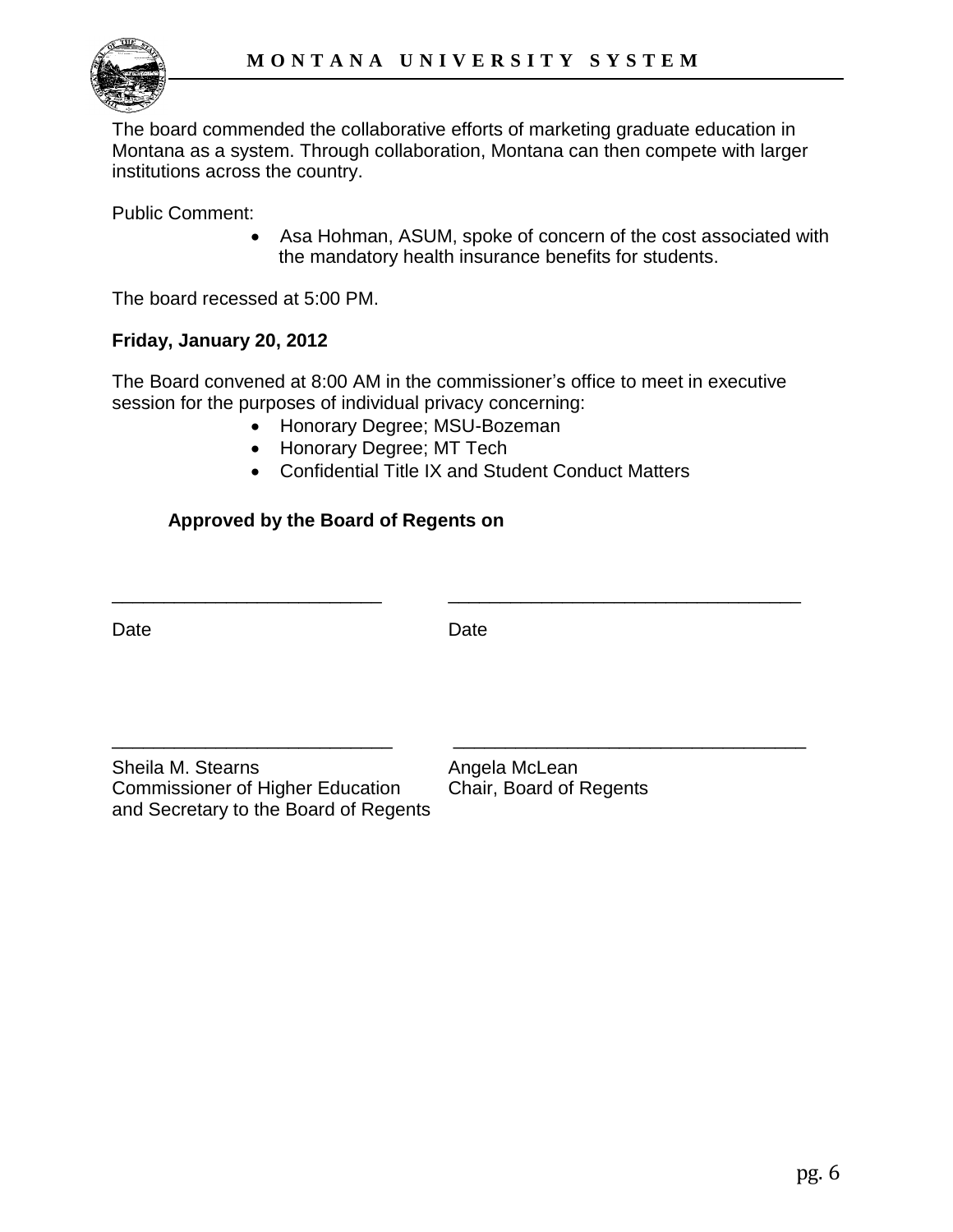The board commended the collaborative efforts of marketing graduate education in Montana as a system. Through collaboration, Montana can then compete with larger institutions across the country.

Public Comment:

- Asa Hohman, ASUM, spoke of concern of the cost associated with the mandatory health insurance benefits for students.

The board recessed at 5:00 PM.

**Friday, January 20, 2012**

The Board convened at 8:00 AM in the commissioner's office to meet in executive session for the purposes of individual privacy concerning:

- Honorary Degree; MSU-Bozeman
- Honorary Degree; MT Tech
- Confidential Title IX and Student Conduct Matters

**Approved by the Board of Regents on**

\_\_\_\_\_\_\_\_\_\_\_\_\_\_\_\_\_\_\_\_\_\_\_\_\_\_ \_\_\_\_\_\_\_\_\_\_\_\_\_\_\_\_\_\_\_\_\_\_\_\_\_\_\_\_\_\_\_\_\_\_\_

Date Date

\_\_\_\_\_\_\_\_\_\_\_\_\_\_\_\_\_\_\_\_\_\_\_\_\_\_\_ \_\_\_\_\_\_\_\_\_\_\_\_\_\_\_\_\_\_\_\_\_\_\_\_\_\_\_\_\_\_\_\_\_\_\_

Sheila M. Stearns
Commissioner of Higher Education
and Secretary to the Board of Regents

Angela McLean
Chair, Board of Regents